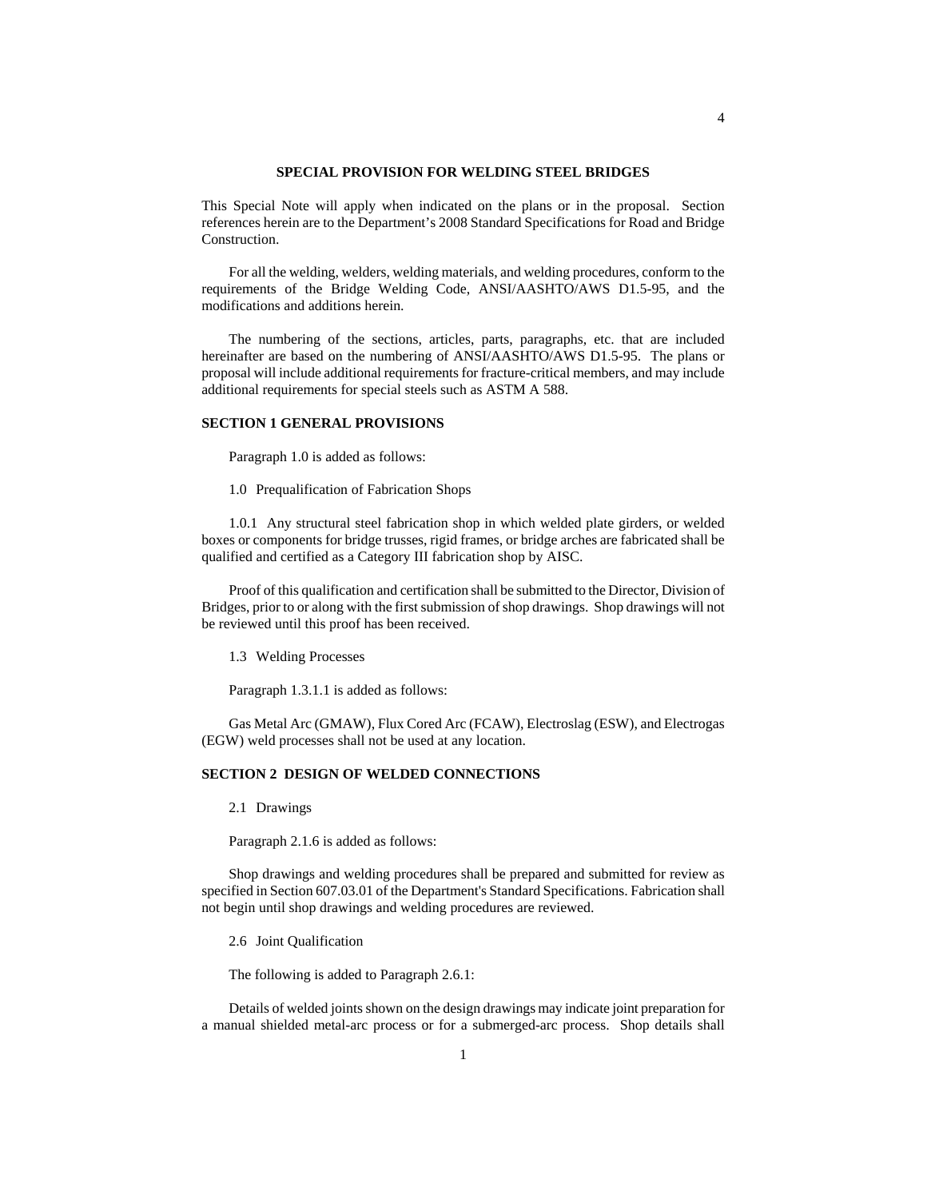# SPECIAL PROVISION FOR WELDING STEEL BRIDGES

This Special Note will apply when indicated on the plans or in the proposal. Section references herein are to the Department's 2008 Standard Specifications for Road and Bridge Construction.

For all the welding, welders, welding materials, and welding procedures, conform to the requirements of the Bridge Welding Code, ANSI/AASHTO/AWS D1.5-95, and the modifications and additions herein.

The numbering of the sections, articles, parts, paragraphs, etc. that are included hereinafter are based on the numbering of ANSI/AASHTO/AWS D1.5-95. The plans or proposal will include additional requirements for fracture-critical members, and may include additional requirements for special steels such as ASTM A 588.

## SECTION 1 GENERAL PROVISIONS

Paragraph 1.0 is added as follows:

1.0 Prequalification of Fabrication Shops

1.0.1 Any structural steel fabrication shop in which welded plate girders, or welded boxes or components for bridge trusses, rigid frames, or bridge arches are fabricated shall be qualified and certified as a Category III fabrication shop by AISC.

Proof of this qualification and certification shall be submitted to the Director, Division of Bridges, prior to or along with the first submission of shop drawings. Shop drawings will not be reviewed until this proof has been received.

1.3 Welding Processes

Paragraph 1.3.1.1 is added as follows:

Gas Metal Arc (GMAW), Flux Cored Arc (FCAW), Electroslag (ESW), and Electrogas (EGW) weld processes shall not be used at any location.

## SECTION 2 DESIGN OF WELDED CONNECTIONS

2.1 Drawings

Paragraph 2.1.6 is added as follows:

Shop drawings and welding procedures shall be prepared and submitted for review as specified in Section 607.03.01 of the Department's Standard Specifications. Fabrication shall not begin until shop drawings and welding procedures are reviewed.

2.6 Joint Qualification

The following is added to Paragraph 2.6.1:

Details of welded joints shown on the design drawings may indicate joint preparation for a manual shielded metal-arc process or for a submerged-arc process. Shop details shall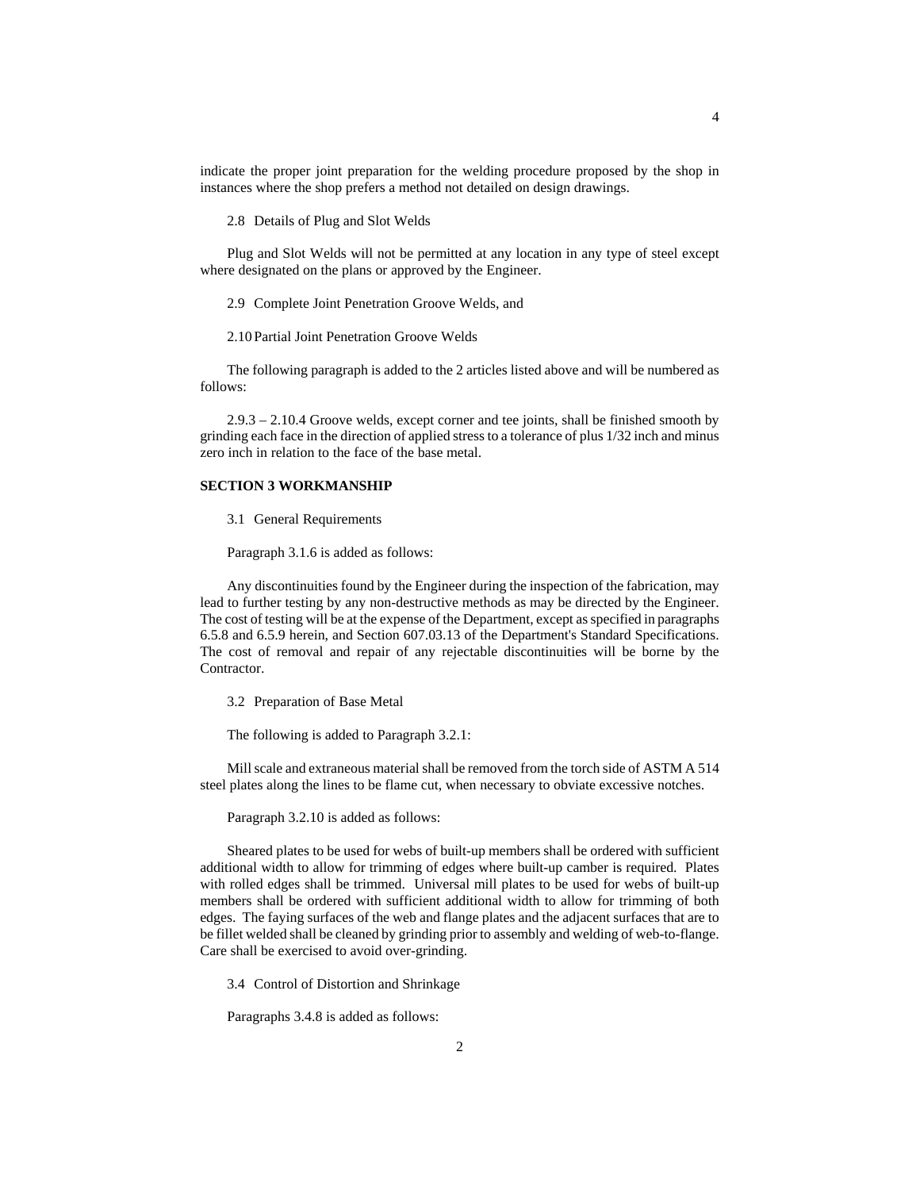indicate the proper joint preparation for the welding procedure proposed by the shop in instances where the shop prefers a method not detailed on design drawings.

2.8 Details of Plug and Slot Welds

Plug and Slot Welds will not be permitted at any location in any type of steel except where designated on the plans or approved by the Engineer.

2.9 Complete Joint Penetration Groove Welds, and

2.10 Partial Joint Penetration Groove Welds

The following paragraph is added to the 2 articles listed above and will be numbered as follows:

2.9.3 – 2.10.4 Groove welds, except corner and tee joints, shall be finished smooth by grinding each face in the direction of applied stress to a tolerance of plus 1/32 inch and minus zero inch in relation to the face of the base metal.

## SECTION 3 WORKMANSHIP

3.1 General Requirements

Paragraph 3.1.6 is added as follows:

Any discontinuities found by the Engineer during the inspection of the fabrication, may lead to further testing by any non-destructive methods as may be directed by the Engineer. The cost of testing will be at the expense of the Department, except as specified in paragraphs 6.5.8 and 6.5.9 herein, and Section 607.03.13 of the Department's Standard Specifications. The cost of removal and repair of any rejectable discontinuities will be borne by the Contractor.

3.2 Preparation of Base Metal

The following is added to Paragraph 3.2.1:

Mill scale and extraneous material shall be removed from the torch side of ASTM A 514 steel plates along the lines to be flame cut, when necessary to obviate excessive notches.

Paragraph 3.2.10 is added as follows:

Sheared plates to be used for webs of built-up members shall be ordered with sufficient additional width to allow for trimming of edges where built-up camber is required. Plates with rolled edges shall be trimmed. Universal mill plates to be used for webs of built-up members shall be ordered with sufficient additional width to allow for trimming of both edges. The faying surfaces of the web and flange plates and the adjacent surfaces that are to be fillet welded shall be cleaned by grinding prior to assembly and welding of web-to-flange. Care shall be exercised to avoid over-grinding.

3.4 Control of Distortion and Shrinkage

Paragraphs 3.4.8 is added as follows: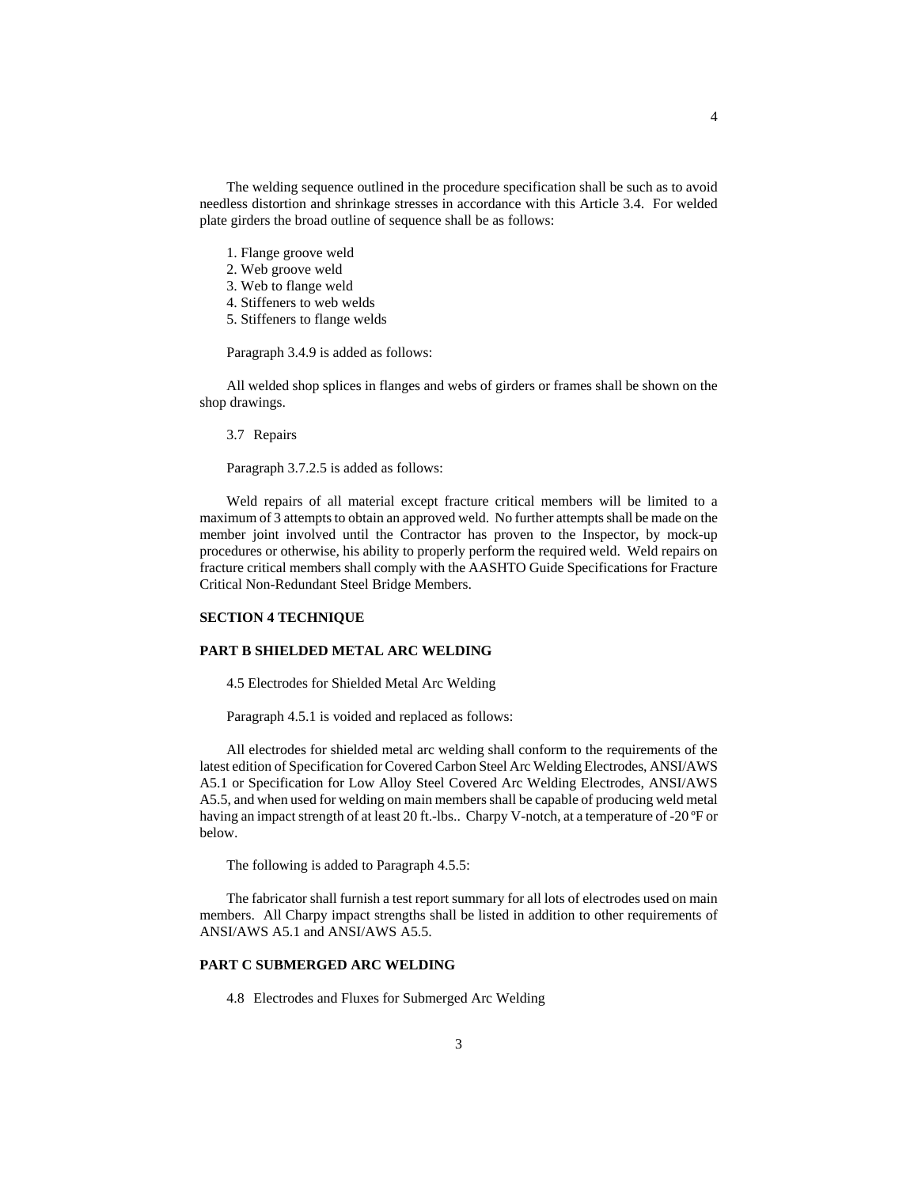The welding sequence outlined in the procedure specification shall be such as to avoid needless distortion and shrinkage stresses in accordance with this Article 3.4. For welded plate girders the broad outline of sequence shall be as follows:

1. Flange groove weld
2. Web groove weld
3. Web to flange weld
4. Stiffeners to web welds
5. Stiffeners to flange welds

Paragraph 3.4.9 is added as follows:

All welded shop splices in flanges and webs of girders or frames shall be shown on the shop drawings.

3.7 Repairs

Paragraph 3.7.2.5 is added as follows:

Weld repairs of all material except fracture critical members will be limited to a maximum of 3 attempts to obtain an approved weld. No further attempts shall be made on the member joint involved until the Contractor has proven to the Inspector, by mock-up procedures or otherwise, his ability to properly perform the required weld. Weld repairs on fracture critical members shall comply with the AASHTO Guide Specifications for Fracture Critical Non-Redundant Steel Bridge Members.

**SECTION 4 TECHNIQUE**

**PART B SHIELDED METAL ARC WELDING**

4.5 Electrodes for Shielded Metal Arc Welding

Paragraph 4.5.1 is voided and replaced as follows:

All electrodes for shielded metal arc welding shall conform to the requirements of the latest edition of Specification for Covered Carbon Steel Arc Welding Electrodes, ANSI/AWS A5.1 or Specification for Low Alloy Steel Covered Arc Welding Electrodes, ANSI/AWS A5.5, and when used for welding on main members shall be capable of producing weld metal having an impact strength of at least 20 ft.-lbs.. Charpy V-notch, at a temperature of -20 ºF or below.

The following is added to Paragraph 4.5.5:

The fabricator shall furnish a test report summary for all lots of electrodes used on main members. All Charpy impact strengths shall be listed in addition to other requirements of ANSI/AWS A5.1 and ANSI/AWS A5.5.

**PART C SUBMERGED ARC WELDING**

4.8 Electrodes and Fluxes for Submerged Arc Welding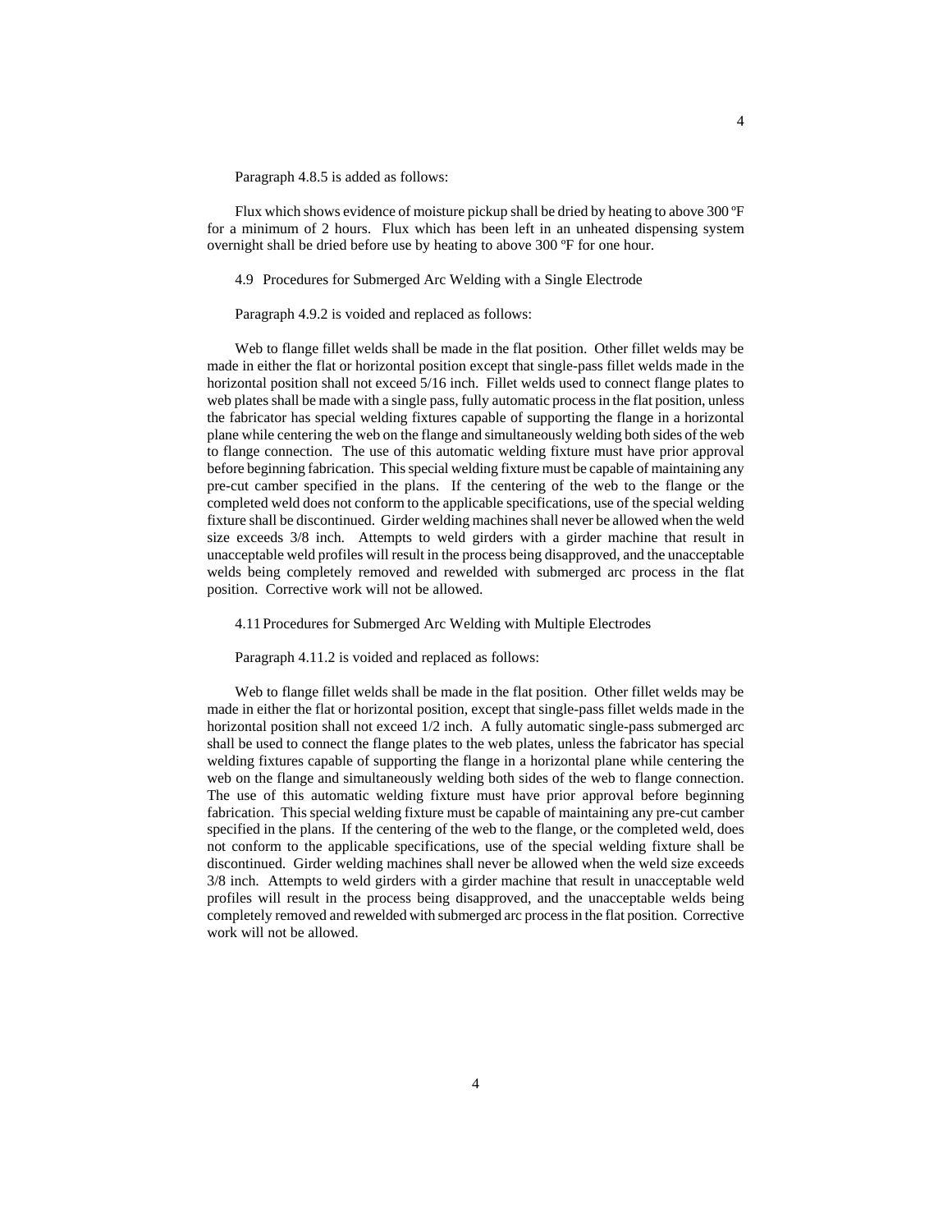Paragraph 4.8.5 is added as follows:

Flux which shows evidence of moisture pickup shall be dried by heating to above 300 ºF for a minimum of 2 hours. Flux which has been left in an unheated dispensing system overnight shall be dried before use by heating to above 300 ºF for one hour.

4.9 Procedures for Submerged Arc Welding with a Single Electrode

Paragraph 4.9.2 is voided and replaced as follows:

Web to flange fillet welds shall be made in the flat position. Other fillet welds may be made in either the flat or horizontal position except that single-pass fillet welds made in the horizontal position shall not exceed 5/16 inch. Fillet welds used to connect flange plates to web plates shall be made with a single pass, fully automatic process in the flat position, unless the fabricator has special welding fixtures capable of supporting the flange in a horizontal plane while centering the web on the flange and simultaneously welding both sides of the web to flange connection. The use of this automatic welding fixture must have prior approval before beginning fabrication. This special welding fixture must be capable of maintaining any pre-cut camber specified in the plans. If the centering of the web to the flange or the completed weld does not conform to the applicable specifications, use of the special welding fixture shall be discontinued. Girder welding machines shall never be allowed when the weld size exceeds 3/8 inch. Attempts to weld girders with a girder machine that result in unacceptable weld profiles will result in the process being disapproved, and the unacceptable welds being completely removed and rewelded with submerged arc process in the flat position. Corrective work will not be allowed.

4.11 Procedures for Submerged Arc Welding with Multiple Electrodes

Paragraph 4.11.2 is voided and replaced as follows:

Web to flange fillet welds shall be made in the flat position. Other fillet welds may be made in either the flat or horizontal position, except that single-pass fillet welds made in the horizontal position shall not exceed 1/2 inch. A fully automatic single-pass submerged arc shall be used to connect the flange plates to the web plates, unless the fabricator has special welding fixtures capable of supporting the flange in a horizontal plane while centering the web on the flange and simultaneously welding both sides of the web to flange connection. The use of this automatic welding fixture must have prior approval before beginning fabrication. This special welding fixture must be capable of maintaining any pre-cut camber specified in the plans. If the centering of the web to the flange, or the completed weld, does not conform to the applicable specifications, use of the special welding fixture shall be discontinued. Girder welding machines shall never be allowed when the weld size exceeds 3/8 inch. Attempts to weld girders with a girder machine that result in unacceptable weld profiles will result in the process being disapproved, and the unacceptable welds being completely removed and rewelded with submerged arc process in the flat position. Corrective work will not be allowed.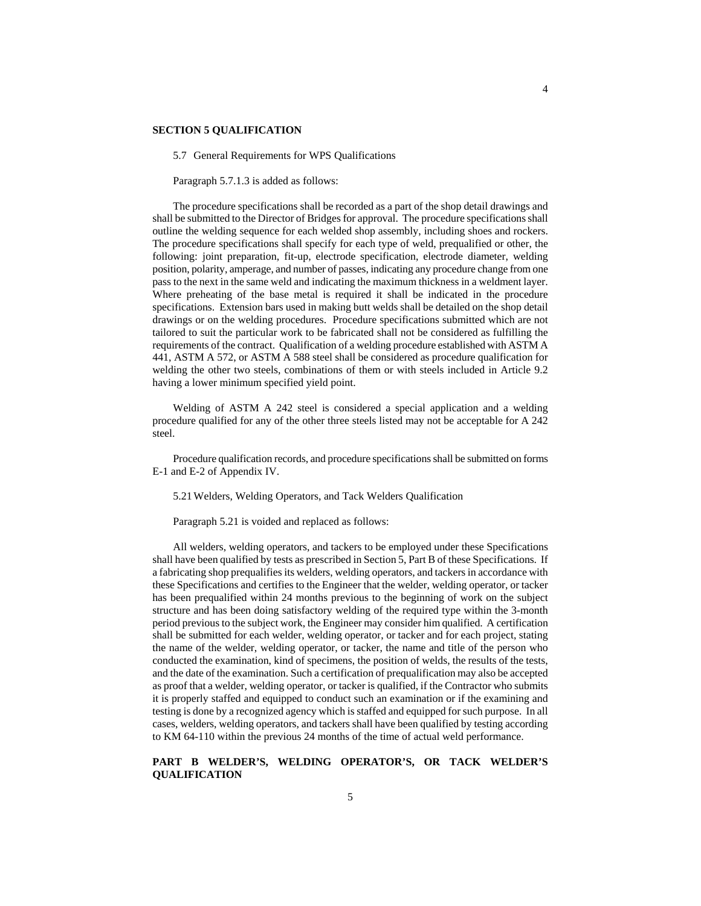## SECTION 5 QUALIFICATION

5.7 General Requirements for WPS Qualifications

Paragraph 5.7.1.3 is added as follows:

The procedure specifications shall be recorded as a part of the shop detail drawings and shall be submitted to the Director of Bridges for approval. The procedure specifications shall outline the welding sequence for each welded shop assembly, including shoes and rockers. The procedure specifications shall specify for each type of weld, prequalified or other, the following: joint preparation, fit-up, electrode specification, electrode diameter, welding position, polarity, amperage, and number of passes, indicating any procedure change from one pass to the next in the same weld and indicating the maximum thickness in a weldment layer. Where preheating of the base metal is required it shall be indicated in the procedure specifications. Extension bars used in making butt welds shall be detailed on the shop detail drawings or on the welding procedures. Procedure specifications submitted which are not tailored to suit the particular work to be fabricated shall not be considered as fulfilling the requirements of the contract. Qualification of a welding procedure established with ASTM A 441, ASTM A 572, or ASTM A 588 steel shall be considered as procedure qualification for welding the other two steels, combinations of them or with steels included in Article 9.2 having a lower minimum specified yield point.

Welding of ASTM A 242 steel is considered a special application and a welding procedure qualified for any of the other three steels listed may not be acceptable for A 242 steel.

Procedure qualification records, and procedure specifications shall be submitted on forms E-1 and E-2 of Appendix IV.

5.21 Welders, Welding Operators, and Tack Welders Qualification

Paragraph 5.21 is voided and replaced as follows:

All welders, welding operators, and tackers to be employed under these Specifications shall have been qualified by tests as prescribed in Section 5, Part B of these Specifications. If a fabricating shop prequalifies its welders, welding operators, and tackers in accordance with these Specifications and certifies to the Engineer that the welder, welding operator, or tacker has been prequalified within 24 months previous to the beginning of work on the subject structure and has been doing satisfactory welding of the required type within the 3-month period previous to the subject work, the Engineer may consider him qualified. A certification shall be submitted for each welder, welding operator, or tacker and for each project, stating the name of the welder, welding operator, or tacker, the name and title of the person who conducted the examination, kind of specimens, the position of welds, the results of the tests, and the date of the examination. Such a certification of prequalification may also be accepted as proof that a welder, welding operator, or tacker is qualified, if the Contractor who submits it is properly staffed and equipped to conduct such an examination or if the examining and testing is done by a recognized agency which is staffed and equipped for such purpose. In all cases, welders, welding operators, and tackers shall have been qualified by testing according to KM 64-110 within the previous 24 months of the time of actual weld performance.

### PART B WELDER'S, WELDING OPERATOR'S, OR TACK WELDER'S QUALIFICATION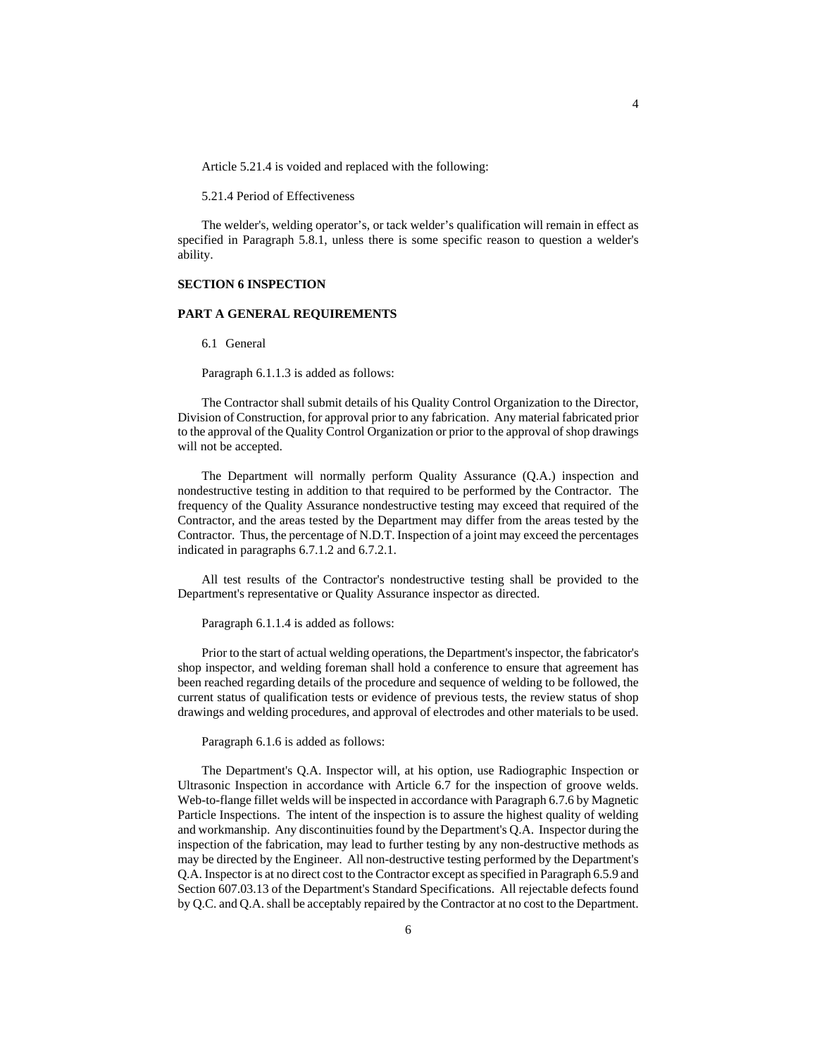Article 5.21.4 is voided and replaced with the following:

5.21.4 Period of Effectiveness

The welder's, welding operator's, or tack welder's qualification will remain in effect as specified in Paragraph 5.8.1, unless there is some specific reason to question a welder's ability.

**SECTION 6 INSPECTION**

**PART A GENERAL REQUIREMENTS**

6.1 General

Paragraph 6.1.1.3 is added as follows:

The Contractor shall submit details of his Quality Control Organization to the Director, Division of Construction, for approval prior to any fabrication. Any material fabricated prior to the approval of the Quality Control Organization or prior to the approval of shop drawings will not be accepted.

The Department will normally perform Quality Assurance (Q.A.) inspection and nondestructive testing in addition to that required to be performed by the Contractor. The frequency of the Quality Assurance nondestructive testing may exceed that required of the Contractor, and the areas tested by the Department may differ from the areas tested by the Contractor. Thus, the percentage of N.D.T. Inspection of a joint may exceed the percentages indicated in paragraphs 6.7.1.2 and 6.7.2.1.

All test results of the Contractor's nondestructive testing shall be provided to the Department's representative or Quality Assurance inspector as directed.

Paragraph 6.1.1.4 is added as follows:

Prior to the start of actual welding operations, the Department's inspector, the fabricator's shop inspector, and welding foreman shall hold a conference to ensure that agreement has been reached regarding details of the procedure and sequence of welding to be followed, the current status of qualification tests or evidence of previous tests, the review status of shop drawings and welding procedures, and approval of electrodes and other materials to be used.

Paragraph 6.1.6 is added as follows:

The Department's Q.A. Inspector will, at his option, use Radiographic Inspection or Ultrasonic Inspection in accordance with Article 6.7 for the inspection of groove welds. Web-to-flange fillet welds will be inspected in accordance with Paragraph 6.7.6 by Magnetic Particle Inspections. The intent of the inspection is to assure the highest quality of welding and workmanship. Any discontinuities found by the Department's Q.A. Inspector during the inspection of the fabrication, may lead to further testing by any non-destructive methods as may be directed by the Engineer. All non-destructive testing performed by the Department's Q.A. Inspector is at no direct cost to the Contractor except as specified in Paragraph 6.5.9 and Section 607.03.13 of the Department's Standard Specifications. All rejectable defects found by Q.C. and Q.A. shall be acceptably repaired by the Contractor at no cost to the Department.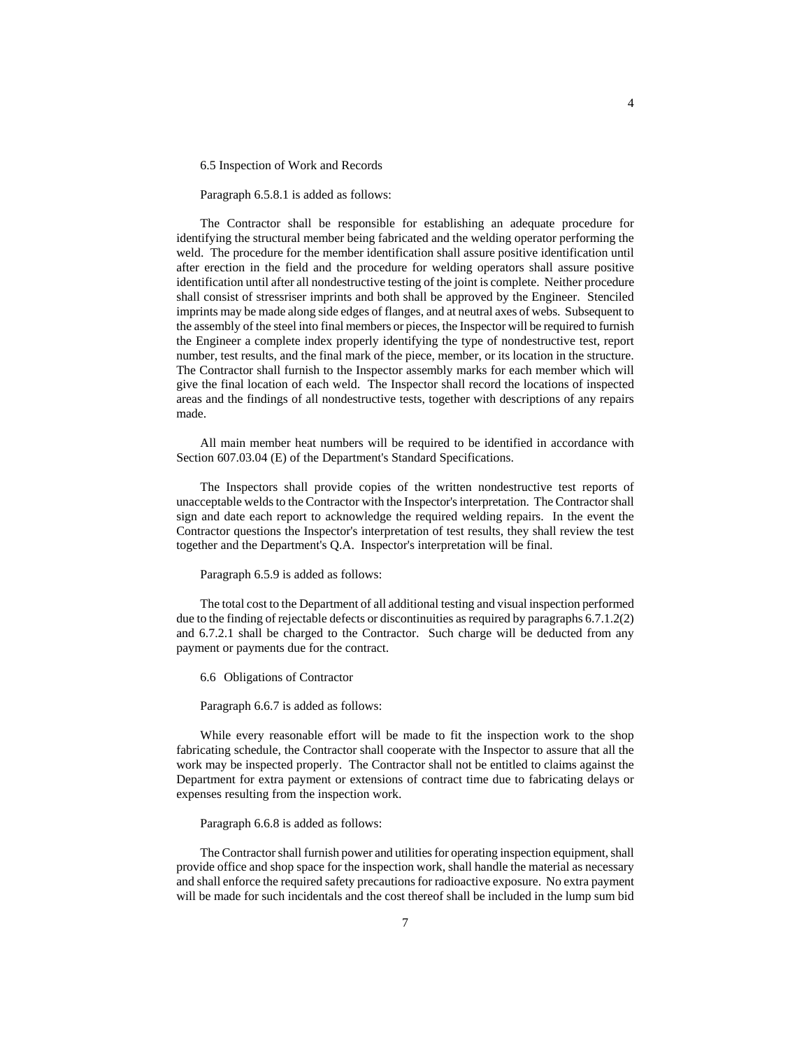6.5 Inspection of Work and Records

Paragraph 6.5.8.1 is added as follows:

The Contractor shall be responsible for establishing an adequate procedure for identifying the structural member being fabricated and the welding operator performing the weld. The procedure for the member identification shall assure positive identification until after erection in the field and the procedure for welding operators shall assure positive identification until after all nondestructive testing of the joint is complete. Neither procedure shall consist of stressriser imprints and both shall be approved by the Engineer. Stenciled imprints may be made along side edges of flanges, and at neutral axes of webs. Subsequent to the assembly of the steel into final members or pieces, the Inspector will be required to furnish the Engineer a complete index properly identifying the type of nondestructive test, report number, test results, and the final mark of the piece, member, or its location in the structure. The Contractor shall furnish to the Inspector assembly marks for each member which will give the final location of each weld. The Inspector shall record the locations of inspected areas and the findings of all nondestructive tests, together with descriptions of any repairs made.

All main member heat numbers will be required to be identified in accordance with Section 607.03.04 (E) of the Department's Standard Specifications.

The Inspectors shall provide copies of the written nondestructive test reports of unacceptable welds to the Contractor with the Inspector's interpretation. The Contractor shall sign and date each report to acknowledge the required welding repairs. In the event the Contractor questions the Inspector's interpretation of test results, they shall review the test together and the Department's Q.A. Inspector's interpretation will be final.

Paragraph 6.5.9 is added as follows:

The total cost to the Department of all additional testing and visual inspection performed due to the finding of rejectable defects or discontinuities as required by paragraphs 6.7.1.2(2) and 6.7.2.1 shall be charged to the Contractor. Such charge will be deducted from any payment or payments due for the contract.

6.6 Obligations of Contractor

Paragraph 6.6.7 is added as follows:

While every reasonable effort will be made to fit the inspection work to the shop fabricating schedule, the Contractor shall cooperate with the Inspector to assure that all the work may be inspected properly. The Contractor shall not be entitled to claims against the Department for extra payment or extensions of contract time due to fabricating delays or expenses resulting from the inspection work.

Paragraph 6.6.8 is added as follows:

The Contractor shall furnish power and utilities for operating inspection equipment, shall provide office and shop space for the inspection work, shall handle the material as necessary and shall enforce the required safety precautions for radioactive exposure. No extra payment will be made for such incidentals and the cost thereof shall be included in the lump sum bid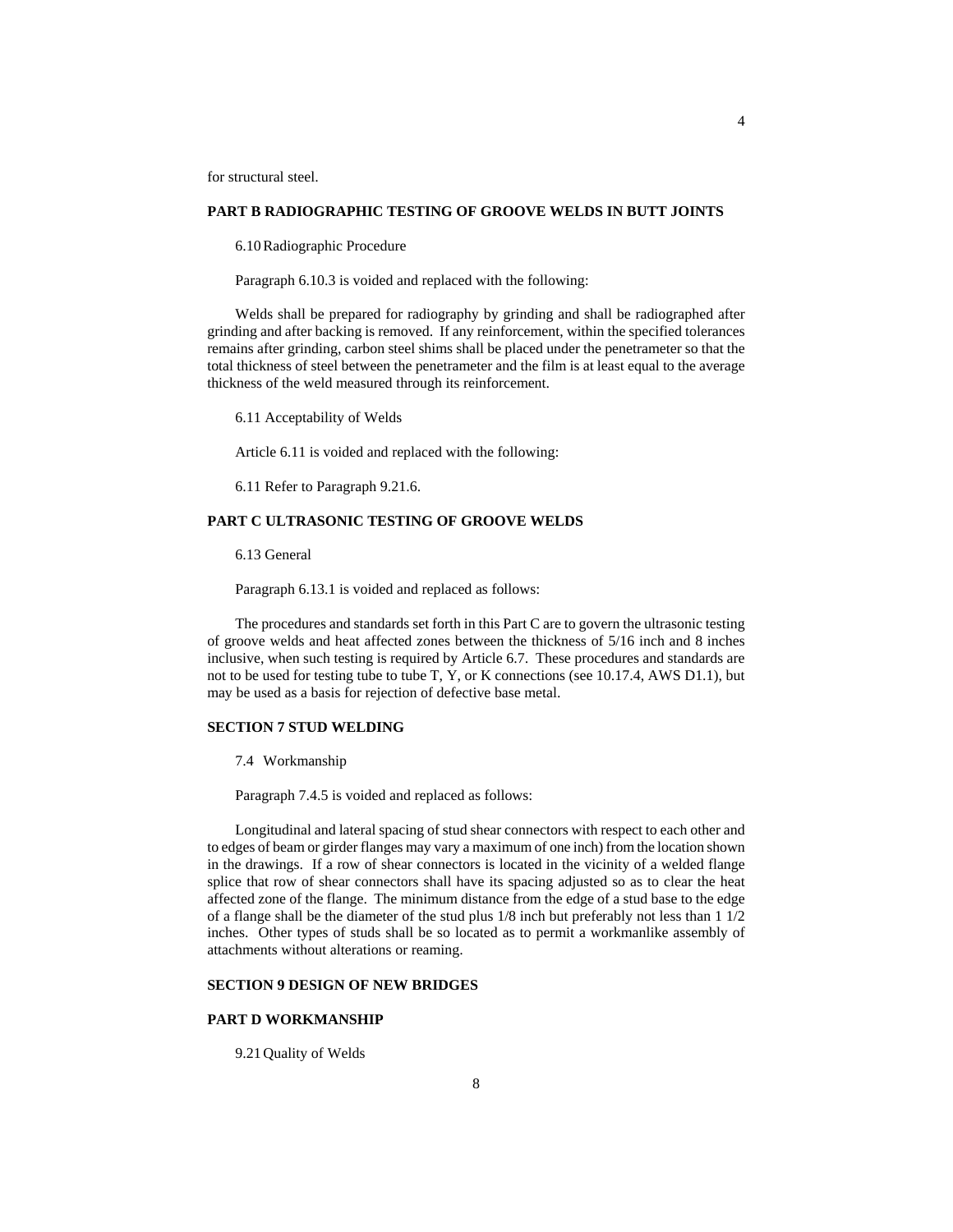for structural steel.

**PART B RADIOGRAPHIC TESTING OF GROOVE WELDS IN BUTT JOINTS**

6.10 Radiographic Procedure

Paragraph 6.10.3 is voided and replaced with the following:

Welds shall be prepared for radiography by grinding and shall be radiographed after grinding and after backing is removed. If any reinforcement, within the specified tolerances remains after grinding, carbon steel shims shall be placed under the penetrameter so that the total thickness of steel between the penetrameter and the film is at least equal to the average thickness of the weld measured through its reinforcement.

6.11 Acceptability of Welds

Article 6.11 is voided and replaced with the following:

6.11 Refer to Paragraph 9.21.6.

**PART C ULTRASONIC TESTING OF GROOVE WELDS**

6.13 General

Paragraph 6.13.1 is voided and replaced as follows:

The procedures and standards set forth in this Part C are to govern the ultrasonic testing of groove welds and heat affected zones between the thickness of 5/16 inch and 8 inches inclusive, when such testing is required by Article 6.7. These procedures and standards are not to be used for testing tube to tube T, Y, or K connections (see 10.17.4, AWS D1.1), but may be used as a basis for rejection of defective base metal.

**SECTION 7 STUD WELDING**

7.4 Workmanship

Paragraph 7.4.5 is voided and replaced as follows:

Longitudinal and lateral spacing of stud shear connectors with respect to each other and to edges of beam or girder flanges may vary a maximum of one inch) from the location shown in the drawings. If a row of shear connectors is located in the vicinity of a welded flange splice that row of shear connectors shall have its spacing adjusted so as to clear the heat affected zone of the flange. The minimum distance from the edge of a stud base to the edge of a flange shall be the diameter of the stud plus 1/8 inch but preferably not less than 1 1/2 inches. Other types of studs shall be so located as to permit a workmanlike assembly of attachments without alterations or reaming.

**SECTION 9 DESIGN OF NEW BRIDGES**

**PART D WORKMANSHIP**

9.21 Quality of Welds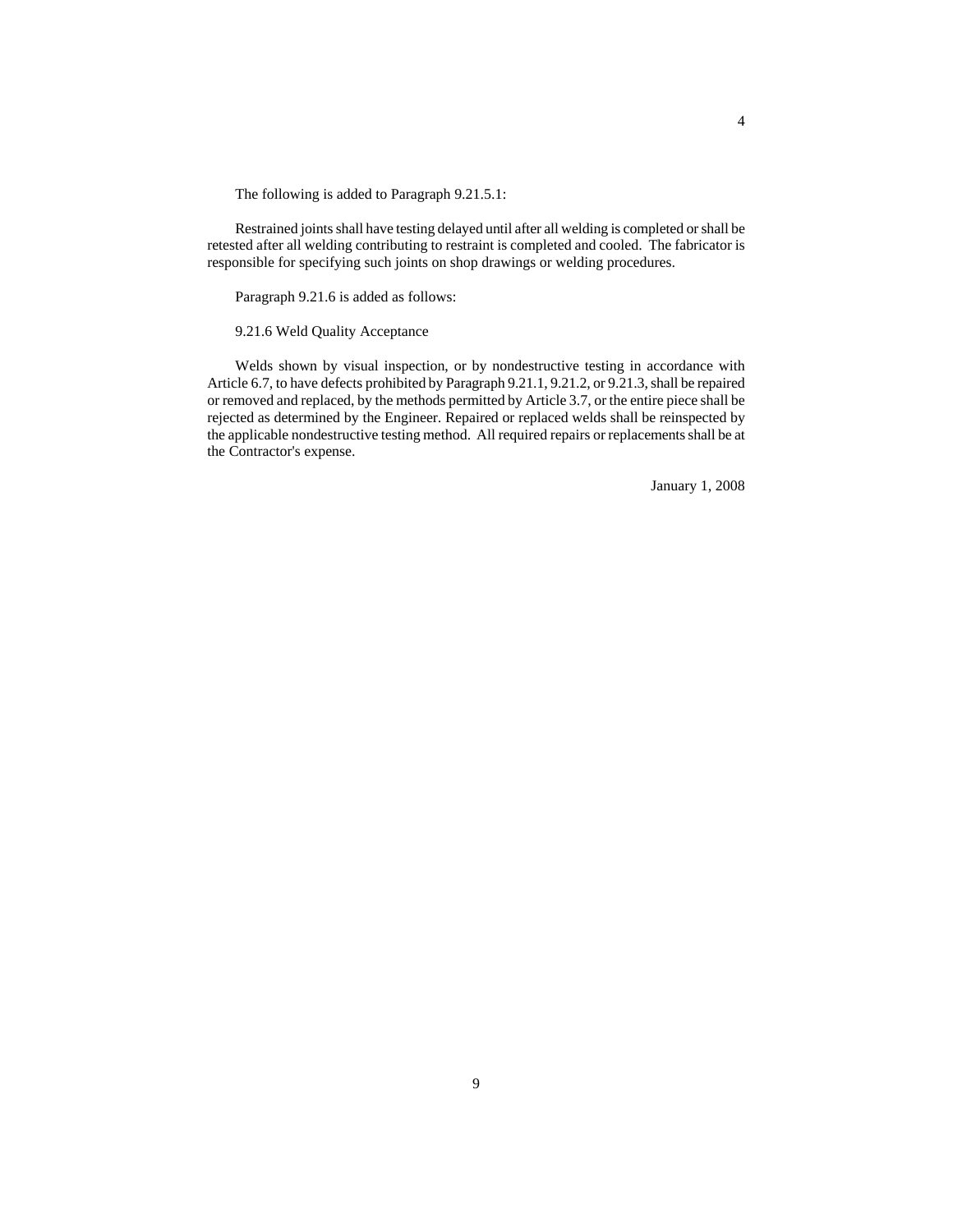The following is added to Paragraph 9.21.5.1:

Restrained joints shall have testing delayed until after all welding is completed or shall be retested after all welding contributing to restraint is completed and cooled. The fabricator is responsible for specifying such joints on shop drawings or welding procedures.

Paragraph 9.21.6 is added as follows:

9.21.6 Weld Quality Acceptance

Welds shown by visual inspection, or by nondestructive testing in accordance with Article 6.7, to have defects prohibited by Paragraph 9.21.1, 9.21.2, or 9.21.3, shall be repaired or removed and replaced, by the methods permitted by Article 3.7, or the entire piece shall be rejected as determined by the Engineer. Repaired or replaced welds shall be reinspected by the applicable nondestructive testing method. All required repairs or replacements shall be at the Contractor's expense.

January 1, 2008